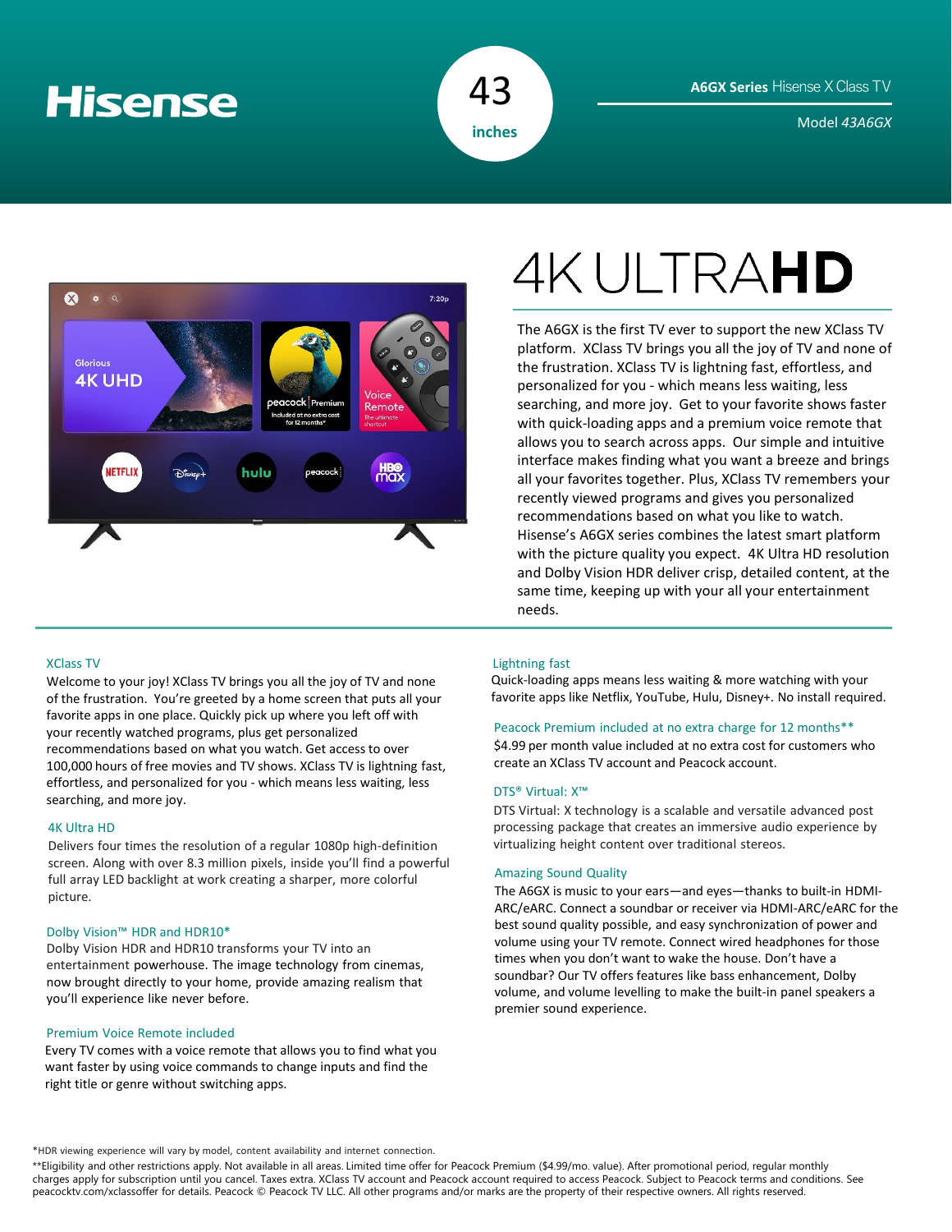# Hisense

**43 inches**

**A6GX Series** Hisense X Class TV

Model *43A6GX*

# 4K ULTRA**HD**

The A6GX is the first TV ever to support the new XClass TV platform. XClass TV brings you all the joy of TV and none of the frustration. XClass TV is lightning fast, effortless, and personalized for you - which means less waiting, less searching, and more joy. Get to your favorite shows faster with quick-loading apps and a premium voice remote that allows you to search across apps. Our simple and intuitive interface makes finding what you want a breeze and brings all your favorites together. Plus, XClass TV remembers your recently viewed programs and gives you personalized recommendations based on what you like to watch. Hisense's A6GX series combines the latest smart platform with the picture quality you expect. 4K Ultra HD resolution and Dolby Vision HDR deliver crisp, detailed content, at the same time, keeping up with your all your entertainment needs.

### XClass TV

Welcome to your joy! XClass TV brings you all the joy of TV and none of the frustration. You're greeted by a home screen that puts all your favorite apps in one place. Quickly pick up where you left off with your recently watched programs, plus get personalized recommendations based on what you watch. Get access to over 100,000 hours of free movies and TV shows. XClass TV is lightning fast, effortless, and personalized for you - which means less waiting, less searching, and more joy.

### 4K Ultra HD

Delivers four times the resolution of a regular 1080p high-definition screen. Along with over 8.3 million pixels, inside you'll find a powerful full array LED backlight at work creating a sharper, more colorful picture.

### Dolby Vision™ HDR and HDR10*

Dolby Vision HDR and HDR10 transforms your TV into an entertainment powerhouse. The image technology from cinemas, now brought directly to your home, provide amazing realism that you'll experience like never before.

### Premium Voice Remote included

Every TV comes with a voice remote that allows you to find what you want faster by using voice commands to change inputs and find the right title or genre without switching apps.

### Lightning fast

Quick-loading apps means less waiting & more watching with your favorite apps like Netflix, YouTube, Hulu, Disney+. No install required.

### Peacock Premium included at no extra charge for 12 months**

$4.99 per month value included at no extra cost for customers who create an XClass TV account and Peacock account.

### DTS® Virtual: X™

DTS Virtual: X technology is a scalable and versatile advanced post processing package that creates an immersive audio experience by virtualizing height content over traditional stereos.

### Amazing Sound Quality

The A6GX is music to your ears—and eyes—thanks to built-in HDMI-ARC/eARC. Connect a soundbar or receiver via HDMI-ARC/eARC for the best sound quality possible, and easy synchronization of power and volume using your TV remote. Connect wired headphones for those times when you don't want to wake the house. Don't have a soundbar? Our TV offers features like bass enhancement, Dolby volume, and volume levelling to make the built-in panel speakers a premier sound experience.

*HDR viewing experience will vary by model, content availability and internet connection.

**Eligibility and other restrictions apply. Not available in all areas. Limited time offer for Peacock Premium ($4.99/mo. value). After promotional period, regular monthly charges apply for subscription until you cancel. Taxes extra. XClass TV account and Peacock account required to access Peacock. Subject to Peacock terms and conditions. See peacocktv.com/xclassoffer for details. Peacock © Peacock TV LLC. All other programs and/or marks are the property of their respective owners. All rights reserved.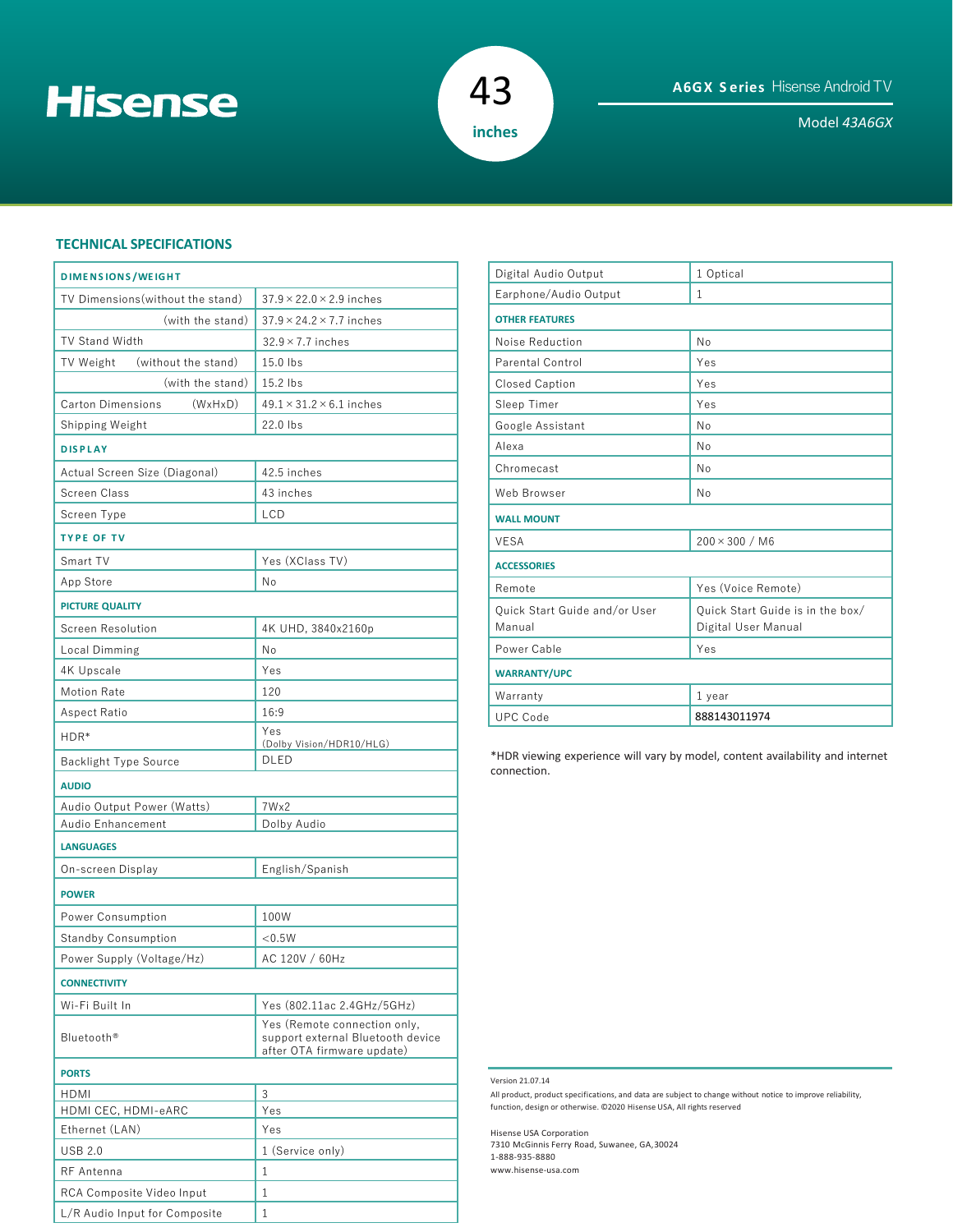# Hisense

**43 inches**

**A6GX Series** Hisense Android TV

Model *43A6GX*

## TECHNICAL SPECIFICATIONS

| | |
|---|---|
| **DIMENSIONS/WEIGHT** | |
| TV Dimensions(without the stand) | 37.9 × 22.0 × 2.9 inches |
| (with the stand) | 37.9 × 24.2 × 7.7 inches |
| TV Stand Width | 32.9 × 7.7 inches |
| TV Weight (without the stand) | 15.0 lbs |
| (with the stand) | 15.2 lbs |
| Carton Dimensions (WxHxD) | 49.1 × 31.2 × 6.1 inches |
| Shipping Weight | 22.0 lbs |
| **DISPLAY** | |
| Actual Screen Size (Diagonal) | 42.5 inches |
| Screen Class | 43 inches |
| Screen Type | LCD |
| **TYPE OF TV** | |
| Smart TV | Yes (XClass TV) |
| App Store | No |
| **PICTURE QUALITY** | |
| Screen Resolution | 4K UHD, 3840x2160p |
| Local Dimming | No |
| 4K Upscale | Yes |
| Motion Rate | 120 |
| Aspect Ratio | 16:9 |
| HDR* | Yes (Dolby Vision/HDR10/HLG) |
| Backlight Type Source | DLED |
| **AUDIO** | |
| Audio Output Power (Watts) | 7Wx2 |
| Audio Enhancement | Dolby Audio |
| **LANGUAGES** | |
| On-screen Display | English/Spanish |
| **POWER** | |
| Power Consumption | 100W |
| Standby Consumption | <0.5W |
| Power Supply (Voltage/Hz) | AC 120V / 60Hz |
| **CONNECTIVITY** | |
| Wi-Fi Built In | Yes (802.11ac 2.4GHz/5GHz) |
| Bluetooth® | Yes (Remote connection only, support external Bluetooth device after OTA firmware update) |
| **PORTS** | |
| HDMI | 3 |
| HDMI CEC, HDMI-eARC | Yes |
| Ethernet (LAN) | Yes |
| USB 2.0 | 1 (Service only) |
| RF Antenna | 1 |
| RCA Composite Video Input | 1 |
| L/R Audio Input for Composite | 1 |
| Digital Audio Output | 1 Optical |
| Earphone/Audio Output | 1 |
| **OTHER FEATURES** | |
| Noise Reduction | No |
| Parental Control | Yes |
| Closed Caption | Yes |
| Sleep Timer | Yes |
| Google Assistant | No |
| Alexa | No |
| Chromecast | No |
| Web Browser | No |
| **WALL MOUNT** | |
| VESA | 200 × 300 / M6 |
| **ACCESSORIES** | |
| Remote | Yes (Voice Remote) |
| Quick Start Guide and/or User Manual | Quick Start Guide is in the box/ Digital User Manual |
| Power Cable | Yes |
| **WARRANTY/UPC** | |
| Warranty | 1 year |
| UPC Code | 888143011974 |

*HDR viewing experience will vary by model, content availability and internet connection.

Version 21.07.14

All product, product specifications, and data are subject to change without notice to improve reliability, function, design or otherwise. ©2020 Hisense USA, All rights reserved

Hisense USA Corporation
7310 McGinnis Ferry Road, Suwanee, GA, 30024
1-888-935-8880
www.hisense-usa.com